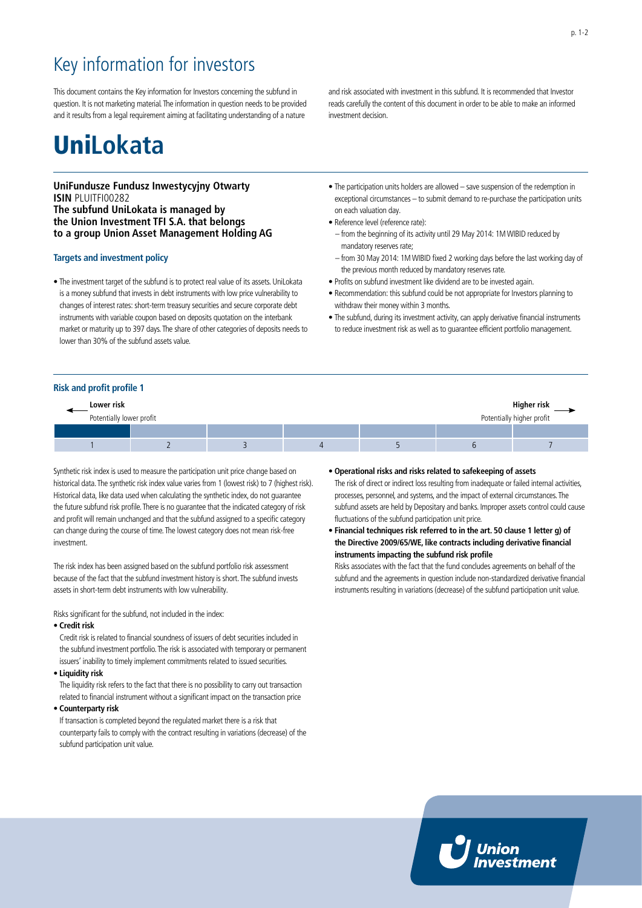# Key information for investors

This document contains the Key information for Investors concerning the subfund in question. It is not marketing material. The information in question needs to be provided and it results from a legal requirement aiming at facilitating understanding of a nature and risk associated with investment in this subfund. It is recommended that Investor reads carefully the content of this document in order to be able to make an informed investment decision.

# UniLokata

**UniFundusze Fundusz Inwestycyjny Otwarty**
**ISIN** PLUITFI00282
**The subfund UniLokata is managed by the Union Investment TFI S.A. that belongs to a group Union Asset Management Holding AG**

### Targets and investment policy

- The investment target of the subfund is to protect real value of its assets. UniLokata is a money subfund that invests in debt instruments with low price vulnerability to changes of interest rates: short-term treasury securities and secure corporate debt instruments with variable coupon based on deposits quotation on the interbank market or maturity up to 397 days. The share of other categories of deposits needs to lower than 30% of the subfund assets value.
- The participation units holders are allowed – save suspension of the redemption in exceptional circumstances – to submit demand to re-purchase the participation units on each valuation day.
- Reference level (reference rate):
  - from the beginning of its activity until 29 May 2014: 1M WIBID reduced by mandatory reserves rate;
  - from 30 May 2014: 1M WIBID fixed 2 working days before the last working day of the previous month reduced by mandatory reserves rate.
- Profits on subfund investment like dividend are to be invested again.
- Recommendation: this subfund could be not appropriate for Investors planning to withdraw their money within 3 months.
- The subfund, during its investment activity, can apply derivative financial instruments to reduce investment risk as well as to guarantee efficient portfolio management.

### Risk and profit profile 1

| **Lower risk** | | | | | | **Higher risk** |
|---|---|---|---|---|---|---|
| Potentially lower profit | | | | | | Potentially higher profit |
| **■** | | | | | | |
| 1 | 2 | 3 | 4 | 5 | 6 | 7 |

Synthetic risk index is used to measure the participation unit price change based on historical data. The synthetic risk index value varies from 1 (lowest risk) to 7 (highest risk). Historical data, like data used when calculating the synthetic index, do not guarantee the future subfund risk profile. There is no guarantee that the indicated category of risk and profit will remain unchanged and that the subfund assigned to a specific category can change during the course of time. The lowest category does not mean risk-free investment.

The risk index has been assigned based on the subfund portfolio risk assessment because of the fact that the subfund investment history is short. The subfund invests assets in short-term debt instruments with low vulnerability.

Risks significant for the subfund, not included in the index:

- **Credit risk**
  Credit risk is related to financial soundness of issuers of debt securities included in the subfund investment portfolio. The risk is associated with temporary or permanent issuers' inability to timely implement commitments related to issued securities.
- **Liquidity risk**
  The liquidity risk refers to the fact that there is no possibility to carry out transaction related to financial instrument without a significant impact on the transaction price
- **Counterparty risk**
  If transaction is completed beyond the regulated market there is a risk that counterparty fails to comply with the contract resulting in variations (decrease) of the subfund participation unit value.
- **Operational risks and risks related to safekeeping of assets**
  The risk of direct or indirect loss resulting from inadequate or failed internal activities, processes, personnel, and systems, and the impact of external circumstances. The subfund assets are held by Depositary and banks. Improper assets control could cause fluctuations of the subfund participation unit price.
- **Financial techniques risk referred to in the art. 50 clause 1 letter g) of the Directive 2009/65/WE, like contracts including derivative financial instruments impacting the subfund risk profile**
  Risks associates with the fact that the fund concludes agreements on behalf of the subfund and the agreements in question include non-standardized derivative financial instruments resulting in variations (decrease) of the subfund participation unit value.

Union Investment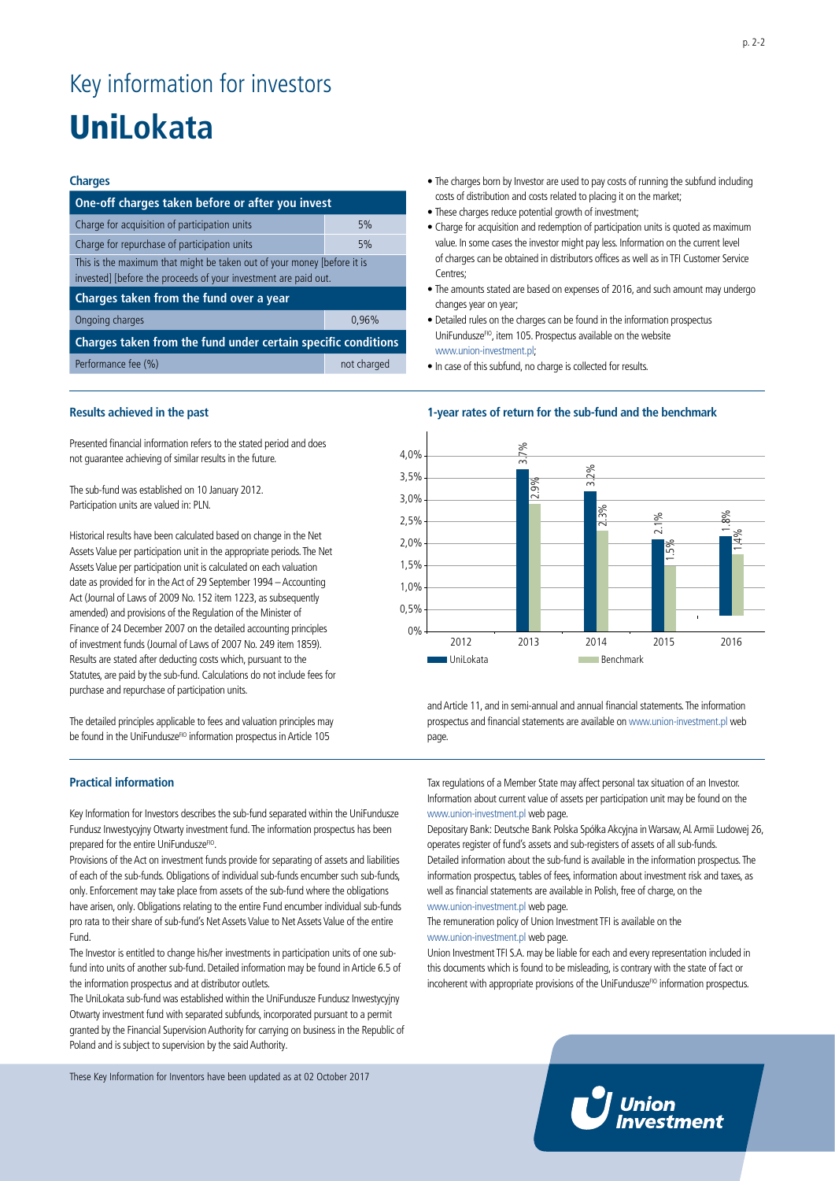# Key information for investors

# UniLokata

## Charges

| One-off charges taken before or after you invest | |
|---|---|
| Charge for acquisition of participation units | 5% |
| Charge for repurchase of participation units | 5% |
| This is the maximum that might be taken out of your money [before it is invested] [before the proceeds of your investment are paid out. | |
| **Charges taken from the fund over a year** | |
| Ongoing charges | 0,96% |
| **Charges taken from the fund under certain specific conditions** | |
| Performance fee (%) | not charged |

- The charges born by Investor are used to pay costs of running the subfund including costs of distribution and costs related to placing it on the market;
- These charges reduce potential growth of investment;
- Charge for acquisition and redemption of participation units is quoted as maximum value. In some cases the investor might pay less. Information on the current level of charges can be obtained in distributors offices as well as in TFI Customer Service Centres;
- The amounts stated are based on expenses of 2016, and such amount may undergo changes year on year;
- Detailed rules on the charges can be found in the information prospectus UniFundusze[FIO], item 105. Prospectus available on the website www.union-investment.pl;
- In case of this subfund, no charge is collected for results.

## Results achieved in the past

Presented financial information refers to the stated period and does not guarantee achieving of similar results in the future.

The sub-fund was established on 10 January 2012.
Participation units are valued in: PLN.

Historical results have been calculated based on change in the Net Assets Value per participation unit in the appropriate periods. The Net Assets Value per participation unit is calculated on each valuation date as provided for in the Act of 29 September 1994 – Accounting Act (Journal of Laws of 2009 No. 152 item 1223, as subsequently amended) and provisions of the Regulation of the Minister of Finance of 24 December 2007 on the detailed accounting principles of investment funds (Journal of Laws of 2007 No. 249 item 1859). Results are stated after deducting costs which, pursuant to the Statutes, are paid by the sub-fund. Calculations do not include fees for purchase and repurchase of participation units.

The detailed principles applicable to fees and valuation principles may be found in the UniFundusze[FIO] information prospectus in Article 105 and Article 11, and in semi-annual and annual financial statements. The information prospectus and financial statements are available on www.union-investment.pl web page.

### 1-year rates of return for the sub-fund and the benchmark

4,0%
3,5%
3,0%
2,5%
2,0%
1,5%
1,0%
0,5%
0%

2012
2013: 3.7% 2.9%
2014: 3.2% 2.3%
2015: 2.1% 1.5%
2016: 1.8% 1.4%

UniLokata
Benchmark

## Practical information

Key Information for Investors describes the sub-fund separated within the UniFundusze Fundusz Inwestycyjny Otwarty investment fund. The information prospectus has been prepared for the entire UniFundusze[FIO].

Provisions of the Act on investment funds provide for separating of assets and liabilities of each of the sub-funds. Obligations of individual sub-funds encumber such sub-funds, only. Enforcement may take place from assets of the sub-fund where the obligations have arisen, only. Obligations relating to the entire Fund encumber individual sub-funds pro rata to their share of sub-fund's Net Assets Value to Net Assets Value of the entire Fund.

The Investor is entitled to change his/her investments in participation units of one sub-fund into units of another sub-fund. Detailed information may be found in Article 6.5 of the information prospectus and at distributor outlets.

The UniLokata sub-fund was established within the UniFundusze Fundusz Inwestycyjny Otwarty investment fund with separated subfunds, incorporated pursuant to a permit granted by the Financial Supervision Authority for carrying on business in the Republic of Poland and is subject to supervision by the said Authority.

Tax regulations of a Member State may affect personal tax situation of an Investor. Information about current value of assets per participation unit may be found on the www.union-investment.pl web page.

Depositary Bank: Deutsche Bank Polska Spółka Akcyjna in Warsaw, Al. Armii Ludowej 26, operates register of fund's assets and sub-registers of assets of all sub-funds.

Detailed information about the sub-fund is available in the information prospectus. The information prospectus, tables of fees, information about investment risk and taxes, as well as financial statements are available in Polish, free of charge, on the www.union-investment.pl web page.

The remuneration policy of Union Investment TFI is available on the www.union-investment.pl web page.

Union Investment TFI S.A. may be liable for each and every representation included in this documents which is found to be misleading, is contrary with the state of fact or incoherent with appropriate provisions of the UniFundusze[FIO] information prospectus.

These Key Information for Inventors have been updated as at 02 October 2017